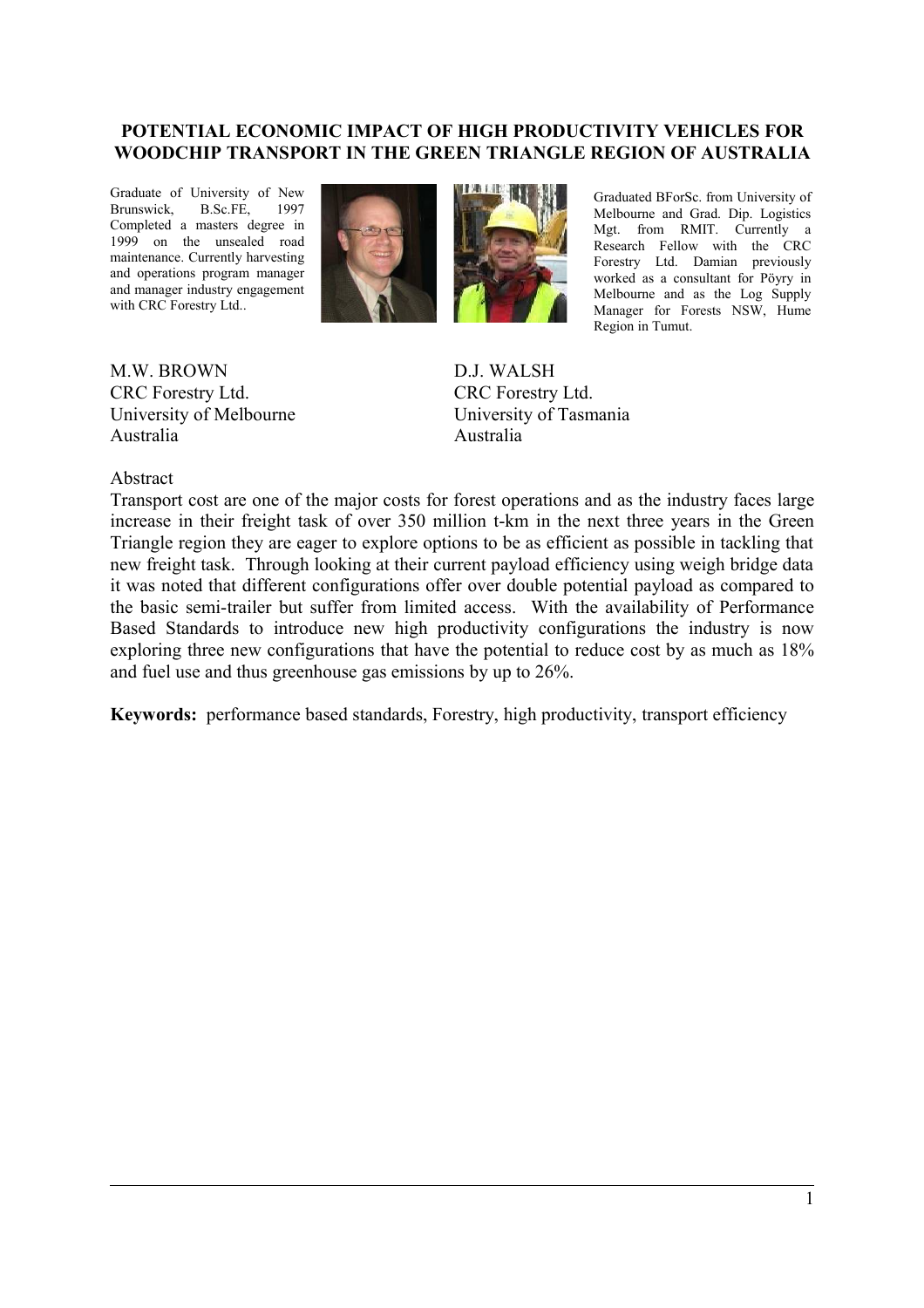# POTENTIAL ECONOMIC IMPACT OF HIGH PRODUCTIVITY VEHICLES FOR WOODCHIP TRANSPORT IN THE GREEN TRIANGLE REGION OF AUSTRALIA

Graduate of University of New Brunswick, B.Sc.FE, 1997 Completed a masters degree in 1999 on the unsealed road maintenance. Currently harvesting and operations program manager and manager industry engagement with CRC Forestry Ltd..

Graduated BForSc. from University of Melbourne and Grad. Dip. Logistics Mgt. from RMIT. Currently a Research Fellow with the CRC Forestry Ltd. Damian previously worked as a consultant for Pöyry in Melbourne and as the Log Supply Manager for Forests NSW, Hume Region in Tumut.

M.W. BROWN
CRC Forestry Ltd.
University of Melbourne
Australia

D.J. WALSH
CRC Forestry Ltd.
University of Tasmania
Australia

Abstract

Transport cost are one of the major costs for forest operations and as the industry faces large increase in their freight task of over 350 million t-km in the next three years in the Green Triangle region they are eager to explore options to be as efficient as possible in tackling that new freight task. Through looking at their current payload efficiency using weigh bridge data it was noted that different configurations offer over double potential payload as compared to the basic semi-trailer but suffer from limited access. With the availability of Performance Based Standards to introduce new high productivity configurations the industry is now exploring three new configurations that have the potential to reduce cost by as much as 18% and fuel use and thus greenhouse gas emissions by up to 26%.

**Keywords:** performance based standards, Forestry, high productivity, transport efficiency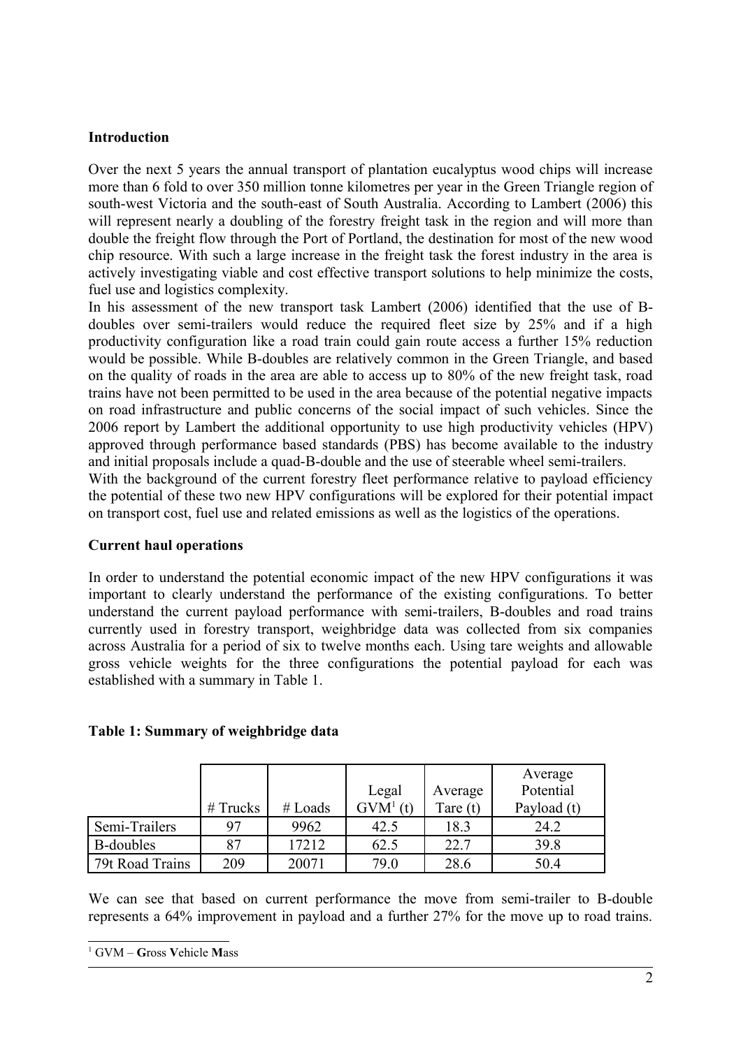**Introduction**

Over the next 5 years the annual transport of plantation eucalyptus wood chips will increase more than 6 fold to over 350 million tonne kilometres per year in the Green Triangle region of south-west Victoria and the south-east of South Australia. According to Lambert (2006) this will represent nearly a doubling of the forestry freight task in the region and will more than double the freight flow through the Port of Portland, the destination for most of the new wood chip resource. With such a large increase in the freight task the forest industry in the area is actively investigating viable and cost effective transport solutions to help minimize the costs, fuel use and logistics complexity.

In his assessment of the new transport task Lambert (2006) identified that the use of B-doubles over semi-trailers would reduce the required fleet size by 25% and if a high productivity configuration like a road train could gain route access a further 15% reduction would be possible. While B-doubles are relatively common in the Green Triangle, and based on the quality of roads in the area are able to access up to 80% of the new freight task, road trains have not been permitted to be used in the area because of the potential negative impacts on road infrastructure and public concerns of the social impact of such vehicles. Since the 2006 report by Lambert the additional opportunity to use high productivity vehicles (HPV) approved through performance based standards (PBS) has become available to the industry and initial proposals include a quad-B-double and the use of steerable wheel semi-trailers.

With the background of the current forestry fleet performance relative to payload efficiency the potential of these two new HPV configurations will be explored for their potential impact on transport cost, fuel use and related emissions as well as the logistics of the operations.

**Current haul operations**

In order to understand the potential economic impact of the new HPV configurations it was important to clearly understand the performance of the existing configurations. To better understand the current payload performance with semi-trailers, B-doubles and road trains currently used in forestry transport, weighbridge data was collected from six companies across Australia for a period of six to twelve months each. Using tare weights and allowable gross vehicle weights for the three configurations the potential payload for each was established with a summary in Table 1.

**Table 1: Summary of weighbridge data**

| | # Trucks | # Loads | Legal GVM[1] (t) | Average Tare (t) | Average Potential Payload (t) |
|---|---|---|---|---|---|
| Semi-Trailers | 97 | 9962 | 42.5 | 18.3 | 24.2 |
| B-doubles | 87 | 17212 | 62.5 | 22.7 | 39.8 |
| 79t Road Trains | 209 | 20071 | 79.0 | 28.6 | 50.4 |

We can see that based on current performance the move from semi-trailer to B-double represents a 64% improvement in payload and a further 27% for the move up to road trains.

[1] GVM – **G**ross **V**ehicle **M**ass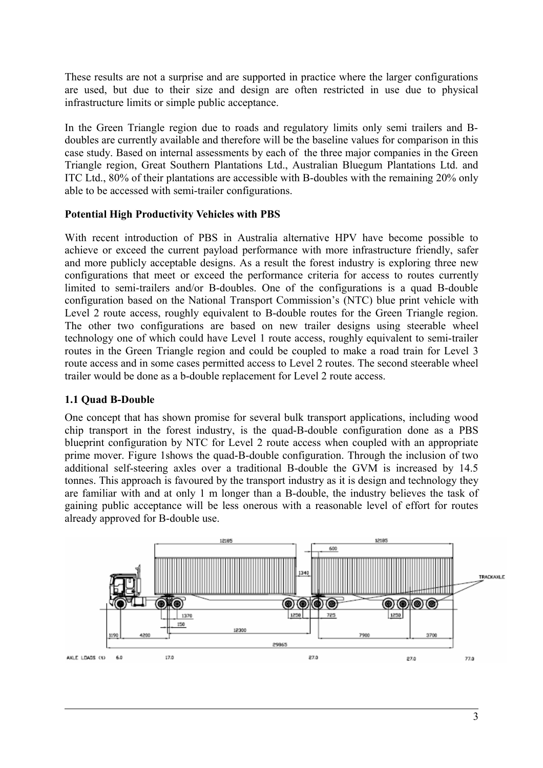These results are not a surprise and are supported in practice where the larger configurations are used, but due to their size and design are often restricted in use due to physical infrastructure limits or simple public acceptance.

In the Green Triangle region due to roads and regulatory limits only semi trailers and B-doubles are currently available and therefore will be the baseline values for comparison in this case study. Based on internal assessments by each of the three major companies in the Green Triangle region, Great Southern Plantations Ltd., Australian Bluegum Plantations Ltd. and ITC Ltd., 80% of their plantations are accessible with B-doubles with the remaining 20% only able to be accessed with semi-trailer configurations.

**Potential High Productivity Vehicles with PBS**

With recent introduction of PBS in Australia alternative HPV have become possible to achieve or exceed the current payload performance with more infrastructure friendly, safer and more publicly acceptable designs. As a result the forest industry is exploring three new configurations that meet or exceed the performance criteria for access to routes currently limited to semi-trailers and/or B-doubles. One of the configurations is a quad B-double configuration based on the National Transport Commission's (NTC) blue print vehicle with Level 2 route access, roughly equivalent to B-double routes for the Green Triangle region. The other two configurations are based on new trailer designs using steerable wheel technology one of which could have Level 1 route access, roughly equivalent to semi-trailer routes in the Green Triangle region and could be coupled to make a road train for Level 3 route access and in some cases permitted access to Level 2 routes. The second steerable wheel trailer would be done as a b-double replacement for Level 2 route access.

### 1.1 Quad B-Double

One concept that has shown promise for several bulk transport applications, including wood chip transport in the forest industry, is the quad-B-double configuration done as a PBS blueprint configuration by NTC for Level 2 route access when coupled with an appropriate prime mover. Figure 1shows the quad-B-double configuration. Through the inclusion of two additional self-steering axles over a traditional B-double the GVM is increased by 14.5 tonnes. This approach is favoured by the transport industry as it is design and technology they are familiar with and at only 1 m longer than a B-double, the industry believes the task of gaining public acceptance will be less onerous with a reasonable level of effort for routes already approved for B-double use.

12185 12185 600 1340 TRACKAXLE 1370 150 1250 725 1250 1190 4200 12300 7900 3700 29865

AXLE LOADS (t) 6.0 17.0 27.0 27.0 77.0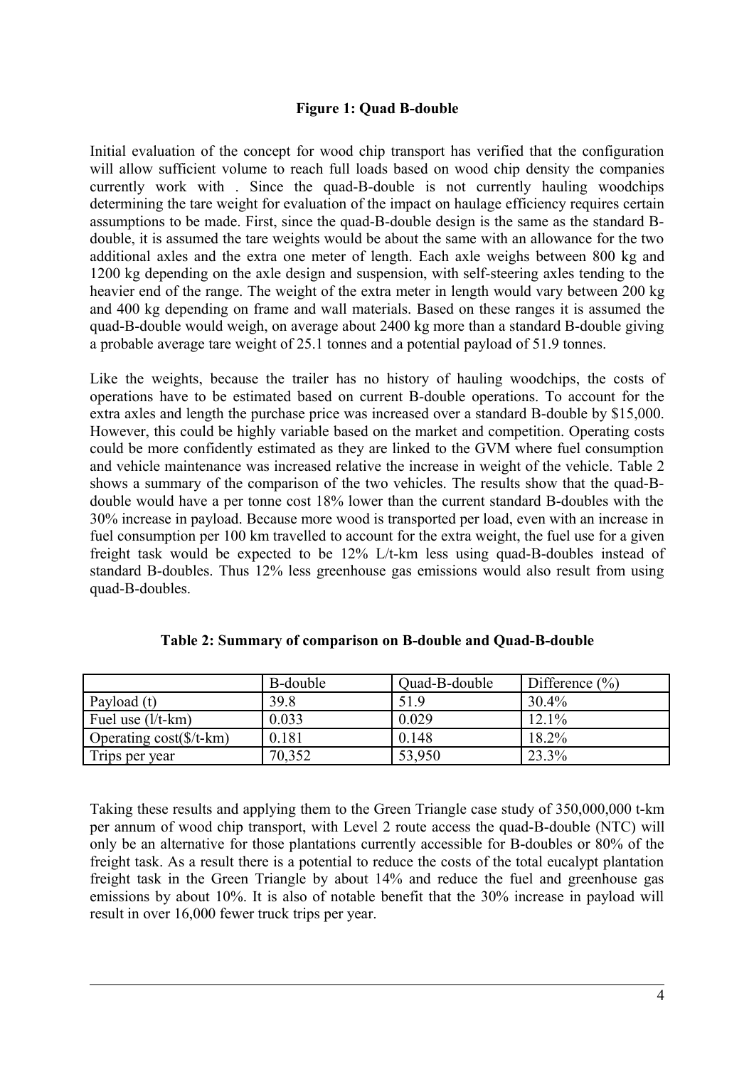**Figure 1: Quad B-double**

Initial evaluation of the concept for wood chip transport has verified that the configuration will allow sufficient volume to reach full loads based on wood chip density the companies currently work with . Since the quad-B-double is not currently hauling woodchips determining the tare weight for evaluation of the impact on haulage efficiency requires certain assumptions to be made. First, since the quad-B-double design is the same as the standard B-double, it is assumed the tare weights would be about the same with an allowance for the two additional axles and the extra one meter of length. Each axle weighs between 800 kg and 1200 kg depending on the axle design and suspension, with self-steering axles tending to the heavier end of the range. The weight of the extra meter in length would vary between 200 kg and 400 kg depending on frame and wall materials. Based on these ranges it is assumed the quad-B-double would weigh, on average about 2400 kg more than a standard B-double giving a probable average tare weight of 25.1 tonnes and a potential payload of 51.9 tonnes.

Like the weights, because the trailer has no history of hauling woodchips, the costs of operations have to be estimated based on current B-double operations. To account for the extra axles and length the purchase price was increased over a standard B-double by $15,000. However, this could be highly variable based on the market and competition. Operating costs could be more confidently estimated as they are linked to the GVM where fuel consumption and vehicle maintenance was increased relative the increase in weight of the vehicle. Table 2 shows a summary of the comparison of the two vehicles. The results show that the quad-B-double would have a per tonne cost 18% lower than the current standard B-doubles with the 30% increase in payload. Because more wood is transported per load, even with an increase in fuel consumption per 100 km travelled to account for the extra weight, the fuel use for a given freight task would be expected to be 12% L/t-km less using quad-B-doubles instead of standard B-doubles. Thus 12% less greenhouse gas emissions would also result from using quad-B-doubles.

**Table 2: Summary of comparison on B-double and Quad-B-double**

| | B-double | Quad-B-double | Difference (%) |
|---|---|---|---|
| Payload (t) | 39.8 | 51.9 | 30.4% |
| Fuel use (l/t-km) | 0.033 | 0.029 | 12.1% |
| Operating cost($/t-km) | 0.181 | 0.148 | 18.2% |
| Trips per year | 70,352 | 53,950 | 23.3% |

Taking these results and applying them to the Green Triangle case study of 350,000,000 t-km per annum of wood chip transport, with Level 2 route access the quad-B-double (NTC) will only be an alternative for those plantations currently accessible for B-doubles or 80% of the freight task. As a result there is a potential to reduce the costs of the total eucalypt plantation freight task in the Green Triangle by about 14% and reduce the fuel and greenhouse gas emissions by about 10%. It is also of notable benefit that the 30% increase in payload will result in over 16,000 fewer truck trips per year.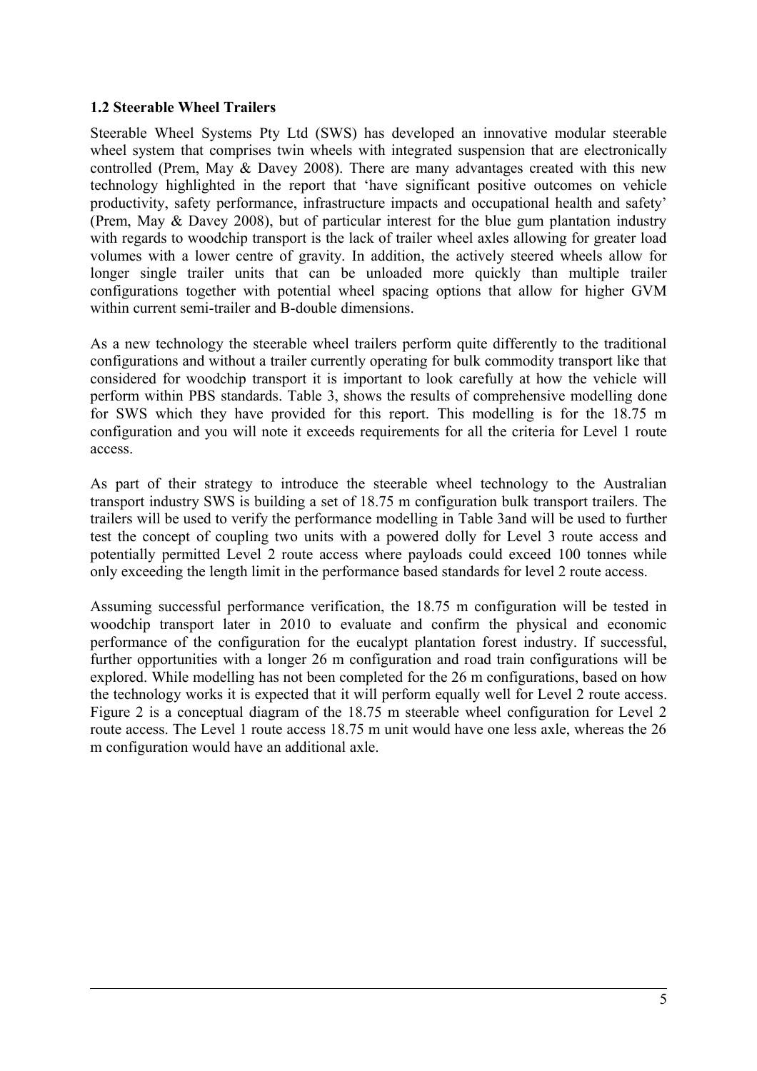### 1.2 Steerable Wheel Trailers

Steerable Wheel Systems Pty Ltd (SWS) has developed an innovative modular steerable wheel system that comprises twin wheels with integrated suspension that are electronically controlled (Prem, May & Davey 2008). There are many advantages created with this new technology highlighted in the report that 'have significant positive outcomes on vehicle productivity, safety performance, infrastructure impacts and occupational health and safety' (Prem, May & Davey 2008), but of particular interest for the blue gum plantation industry with regards to woodchip transport is the lack of trailer wheel axles allowing for greater load volumes with a lower centre of gravity. In addition, the actively steered wheels allow for longer single trailer units that can be unloaded more quickly than multiple trailer configurations together with potential wheel spacing options that allow for higher GVM within current semi-trailer and B-double dimensions.

As a new technology the steerable wheel trailers perform quite differently to the traditional configurations and without a trailer currently operating for bulk commodity transport like that considered for woodchip transport it is important to look carefully at how the vehicle will perform within PBS standards. Table 3, shows the results of comprehensive modelling done for SWS which they have provided for this report. This modelling is for the 18.75 m configuration and you will note it exceeds requirements for all the criteria for Level 1 route access.

As part of their strategy to introduce the steerable wheel technology to the Australian transport industry SWS is building a set of 18.75 m configuration bulk transport trailers. The trailers will be used to verify the performance modelling in Table 3and will be used to further test the concept of coupling two units with a powered dolly for Level 3 route access and potentially permitted Level 2 route access where payloads could exceed 100 tonnes while only exceeding the length limit in the performance based standards for level 2 route access.

Assuming successful performance verification, the 18.75 m configuration will be tested in woodchip transport later in 2010 to evaluate and confirm the physical and economic performance of the configuration for the eucalypt plantation forest industry. If successful, further opportunities with a longer 26 m configuration and road train configurations will be explored. While modelling has not been completed for the 26 m configurations, based on how the technology works it is expected that it will perform equally well for Level 2 route access. Figure 2 is a conceptual diagram of the 18.75 m steerable wheel configuration for Level 2 route access. The Level 1 route access 18.75 m unit would have one less axle, whereas the 26 m configuration would have an additional axle.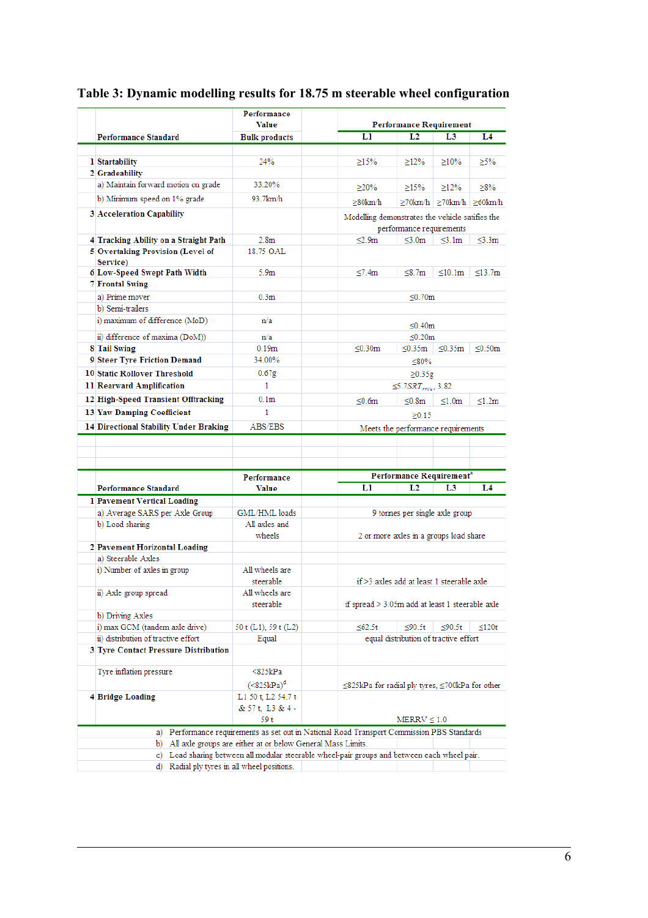# Table 3: Dynamic modelling results for 18.75 m steerable wheel configuration

| | Performance Standard | Performance Value | Performance Requirement | | | |
|---|---|---|---|---|---|---|
| | | Bulk products | L1 | L2 | L3 | L4 |
| 1 | **Startability** | 24% | ≥15% | ≥12% | ≥10% | ≥5% |
| 2 | **Gradeability** | | | | | |
| | a) Maintain forward motion on grade | 33.20% | ≥20% | ≥15% | ≥12% | ≥8% |
| | b) Minimum speed on 1% grade | 93.7km/h | ≥80km/h | ≥70km/h | ≥70km/h | ≥60km/h |
| 3 | **Acceleration Capability** | | Modelling demonstrates the vehicle satifies the performance requirements | | | |
| 4 | **Tracking Ability on a Straight Path** | 2.8m | ≤2.9m | ≤3.0m | ≤3.1m | ≤3.3m |
| 5 | **Overtaking Provision (Level of Service)** | 18.75 OAL | | | | |
| 6 | **Low-Speed Swept Path Width** | 5.9m | ≤7.4m | ≤8.7m | ≤10.1m | ≤13.7m |
| 7 | **Frontal Swing** | | | | | |
| | a) Prime mover | 0.3m | ≤0.70m | | | |
| | b) Semi-trailers | | | | | |
| | i) maximum of difference (MoD) | n/a | ≤0.40m | | | |
| | ii) difference of maxima (DoM)) | n/a | ≤0.20m | | | |
| 8 | **Tail Swing** | 0.19m | ≤0.30m | ≤0.35m | ≤0.35m | ≤0.50m |
| 9 | **Steer Tyre Friction Demand** | 34.00% | ≤80% | | | |
| 10 | **Static Rollover Threshold** | 0.67g | ≥0.35g | | | |
| 11 | **Rearward Amplification** | 1 | $\leq 5.7 SRT_{rrcu}$; 3.82 | | | |
| 12 | **High-Speed Transient Offtracking** | 0.1m | ≤0.6m | ≤0.8m | ≤1.0m | ≤1.2m |
| 13 | **Yaw Damping Coefficient** | 1 | ≥0.15 | | | |
| 14 | **Directional Stability Under Braking** | ABS/EBS | Meets the performance requirements | | | |

| | Performance Standard | Performance Value | Performance Requirement[a] | | | |
|---|---|---|---|---|---|---|
| | | | L1 | L2 | L3 | L4 |
| 1 | **Pavement Vertical Loading** | | | | | |
| | a) Average SARS per Axle Group | GML/HML loads | 9 tonnes per single axle group | | | |
| | b) Load sharing | All axles and wheels | 2 or more axles in a groups load share | | | |
| 2 | **Pavement Horizontal Loading** | | | | | |
| | a) Steerable Axles | | | | | |
| | i) Number of axles in group | All wheels are steerable | if >3 axles add at least 1 steerable axle | | | |
| | ii) Axle group spread | All wheels are steerable | if spread > 3.05m add at least 1 steerable axle | | | |
| | b) Driving Axles | | | | | |
| | i) max GCM (tandem axle drive) | 50 t (L1), 59 t (L2) | ≤62.5t | ≤90.5t | ≤90.5t | ≤120t |
| | ii) distribution of tractive effort | Equal | equal distribution of tractive effort | | | |
| 3 | **Tyre Contact Pressure Distribution** | | | | | |
| | Tyre inflation pressure | <825kPa (<825kPa)[d] | ≤825kPa for radial ply tyres, ≤700kPa for other | | | |
| 4 | **Bridge Loading** | L1 50 t, L2 54.7 t & 57 t, L3 & 4 - 59 t | MERRV ≤ 1.0 | | | |

a) Performance requirements as set out in National Road Transport Commission PBS Standards
b) All axle groups are either at or below General Mass Limits.
c) Load sharing between all modular steerable wheel-pair groups and between each wheel pair.
d) Radial ply tyres in all wheel positions.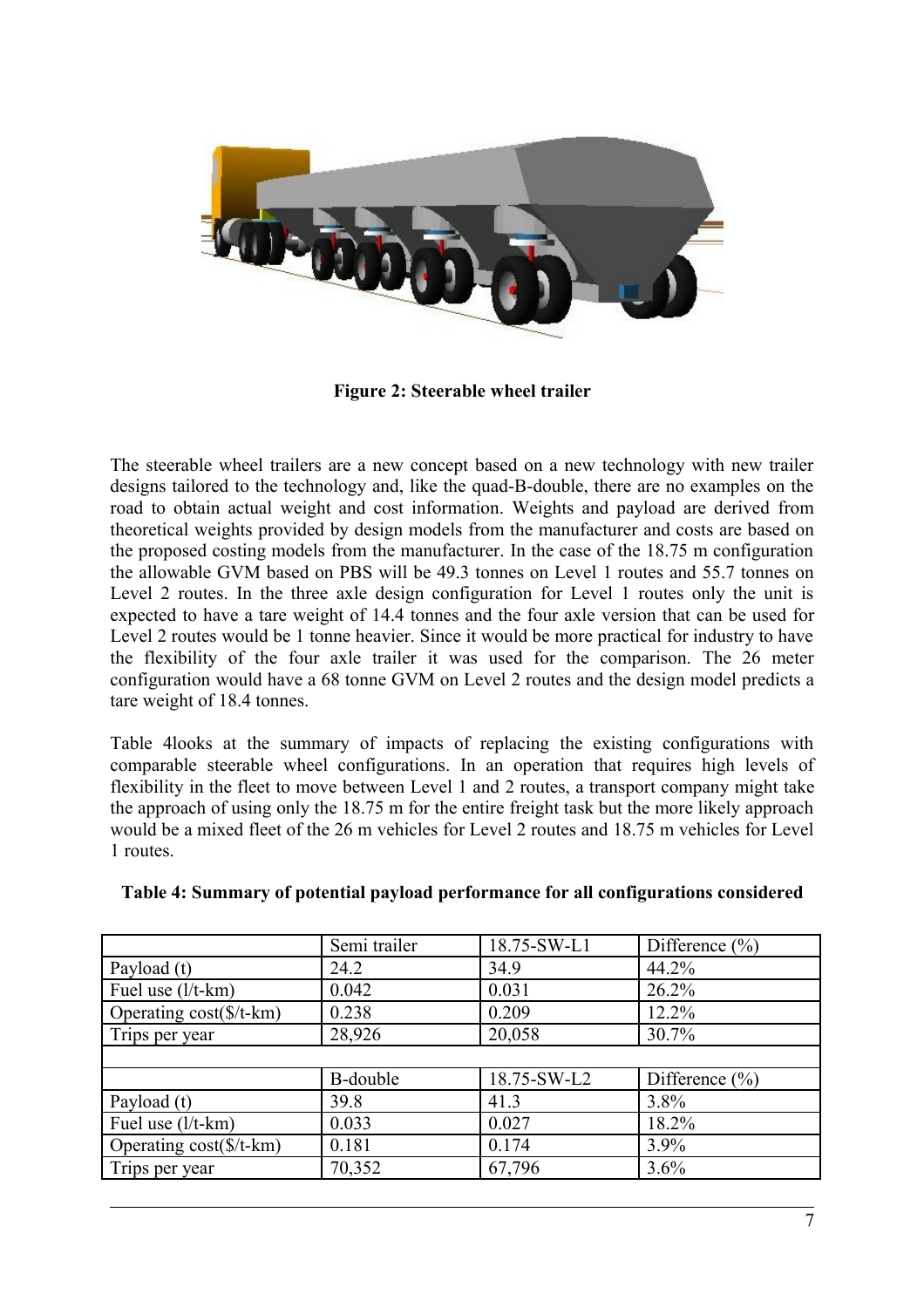**Figure 2: Steerable wheel trailer**

The steerable wheel trailers are a new concept based on a new technology with new trailer designs tailored to the technology and, like the quad-B-double, there are no examples on the road to obtain actual weight and cost information. Weights and payload are derived from theoretical weights provided by design models from the manufacturer and costs are based on the proposed costing models from the manufacturer. In the case of the 18.75 m configuration the allowable GVM based on PBS will be 49.3 tonnes on Level 1 routes and 55.7 tonnes on Level 2 routes. In the three axle design configuration for Level 1 routes only the unit is expected to have a tare weight of 14.4 tonnes and the four axle version that can be used for Level 2 routes would be 1 tonne heavier. Since it would be more practical for industry to have the flexibility of the four axle trailer it was used for the comparison. The 26 meter configuration would have a 68 tonne GVM on Level 2 routes and the design model predicts a tare weight of 18.4 tonnes.

Table 4looks at the summary of impacts of replacing the existing configurations with comparable steerable wheel configurations. In an operation that requires high levels of flexibility in the fleet to move between Level 1 and 2 routes, a transport company might take the approach of using only the 18.75 m for the entire freight task but the more likely approach would be a mixed fleet of the 26 m vehicles for Level 2 routes and 18.75 m vehicles for Level 1 routes.

**Table 4: Summary of potential payload performance for all configurations considered**

| | Semi trailer | 18.75-SW-L1 | Difference (%) |
|---|---|---|---|
| Payload (t) | 24.2 | 34.9 | 44.2% |
| Fuel use (l/t-km) | 0.042 | 0.031 | 26.2% |
| Operating cost($/t-km) | 0.238 | 0.209 | 12.2% |
| Trips per year | 28,926 | 20,058 | 30.7% |
| | | | |
| | B-double | 18.75-SW-L2 | Difference (%) |
| Payload (t) | 39.8 | 41.3 | 3.8% |
| Fuel use (l/t-km) | 0.033 | 0.027 | 18.2% |
| Operating cost($/t-km) | 0.181 | 0.174 | 3.9% |
| Trips per year | 70,352 | 67,796 | 3.6% |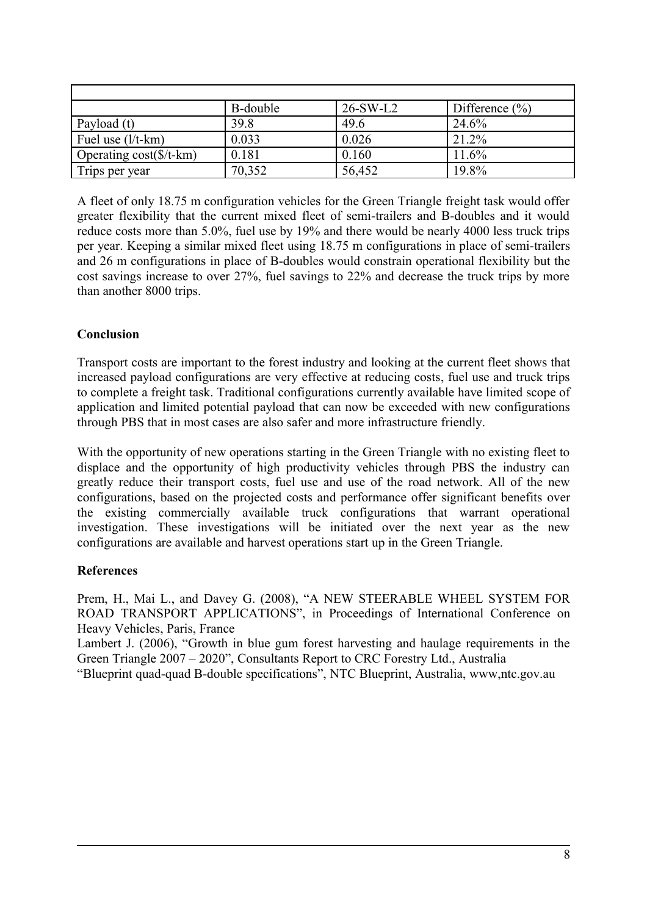| | B-double | 26-SW-L2 | Difference (%) |
|---|---|---|---|
| Payload (t) | 39.8 | 49.6 | 24.6% |
| Fuel use (l/t-km) | 0.033 | 0.026 | 21.2% |
| Operating cost($/t-km) | 0.181 | 0.160 | 11.6% |
| Trips per year | 70,352 | 56,452 | 19.8% |

A fleet of only 18.75 m configuration vehicles for the Green Triangle freight task would offer greater flexibility that the current mixed fleet of semi-trailers and B-doubles and it would reduce costs more than 5.0%, fuel use by 19% and there would be nearly 4000 less truck trips per year. Keeping a similar mixed fleet using 18.75 m configurations in place of semi-trailers and 26 m configurations in place of B-doubles would constrain operational flexibility but the cost savings increase to over 27%, fuel savings to 22% and decrease the truck trips by more than another 8000 trips.

**Conclusion**

Transport costs are important to the forest industry and looking at the current fleet shows that increased payload configurations are very effective at reducing costs, fuel use and truck trips to complete a freight task. Traditional configurations currently available have limited scope of application and limited potential payload that can now be exceeded with new configurations through PBS that in most cases are also safer and more infrastructure friendly.

With the opportunity of new operations starting in the Green Triangle with no existing fleet to displace and the opportunity of high productivity vehicles through PBS the industry can greatly reduce their transport costs, fuel use and use of the road network. All of the new configurations, based on the projected costs and performance offer significant benefits over the existing commercially available truck configurations that warrant operational investigation. These investigations will be initiated over the next year as the new configurations are available and harvest operations start up in the Green Triangle.

**References**

Prem, H., Mai L., and Davey G. (2008), "A NEW STEERABLE WHEEL SYSTEM FOR ROAD TRANSPORT APPLICATIONS", in Proceedings of International Conference on Heavy Vehicles, Paris, France

Lambert J. (2006), "Growth in blue gum forest harvesting and haulage requirements in the Green Triangle 2007 – 2020", Consultants Report to CRC Forestry Ltd., Australia

"Blueprint quad-quad B-double specifications", NTC Blueprint, Australia, www,ntc.gov.au